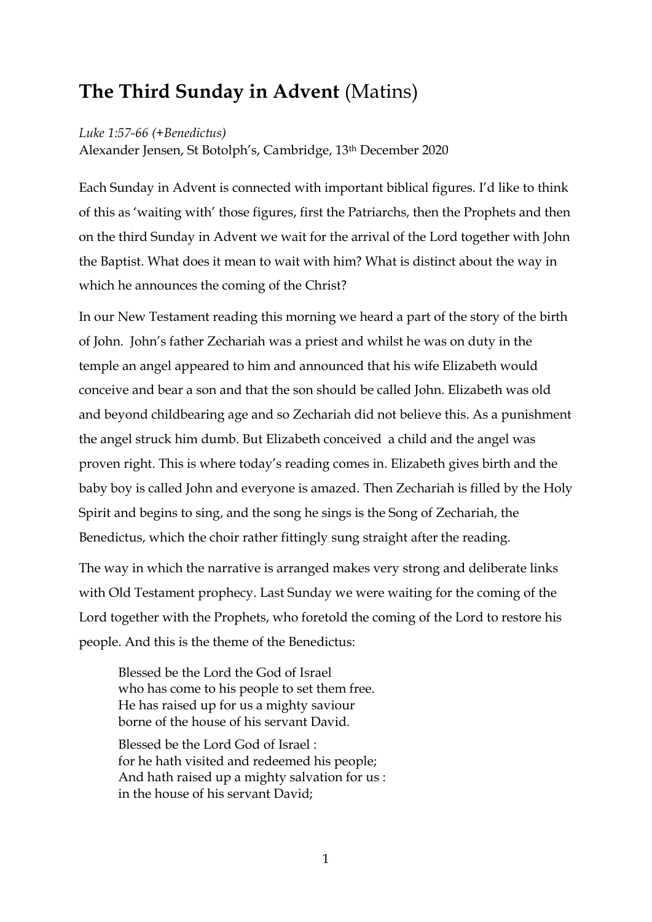# **The Third Sunday in Advent** (Matins)

*Luke 1:57-66 (+Benedictus)*
Alexander Jensen, St Botolph's, Cambridge, 13th December 2020

Each Sunday in Advent is connected with important biblical figures. I'd like to think of this as 'waiting with' those figures, first the Patriarchs, then the Prophets and then on the third Sunday in Advent we wait for the arrival of the Lord together with John the Baptist. What does it mean to wait with him? What is distinct about the way in which he announces the coming of the Christ?

In our New Testament reading this morning we heard a part of the story of the birth of John. John's father Zechariah was a priest and whilst he was on duty in the temple an angel appeared to him and announced that his wife Elizabeth would conceive and bear a son and that the son should be called John. Elizabeth was old and beyond childbearing age and so Zechariah did not believe this. As a punishment the angel struck him dumb. But Elizabeth conceived a child and the angel was proven right. This is where today's reading comes in. Elizabeth gives birth and the baby boy is called John and everyone is amazed. Then Zechariah is filled by the Holy Spirit and begins to sing, and the song he sings is the Song of Zechariah, the Benedictus, which the choir rather fittingly sung straight after the reading.

The way in which the narrative is arranged makes very strong and deliberate links with Old Testament prophecy. Last Sunday we were waiting for the coming of the Lord together with the Prophets, who foretold the coming of the Lord to restore his people. And this is the theme of the Benedictus:

> Blessed be the Lord the God of Israel
> who has come to his people to set them free.
> He has raised up for us a mighty saviour
> borne of the house of his servant David.
>
> Blessed be the Lord God of Israel :
> for he hath visited and redeemed his people;
> And hath raised up a mighty salvation for us :
> in the house of his servant David;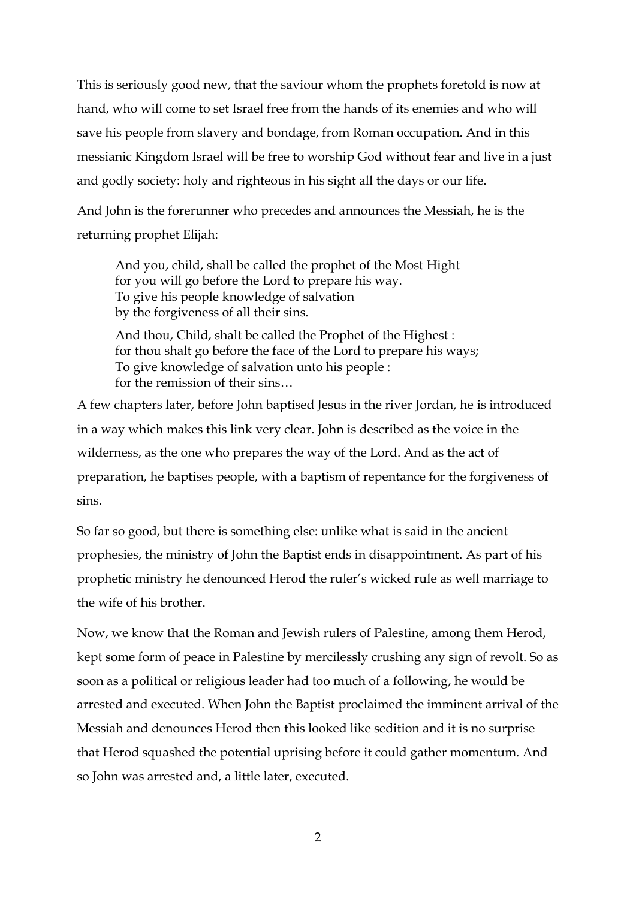This is seriously good new, that the saviour whom the prophets foretold is now at hand, who will come to set Israel free from the hands of its enemies and who will save his people from slavery and bondage, from Roman occupation. And in this messianic Kingdom Israel will be free to worship God without fear and live in a just and godly society: holy and righteous in his sight all the days or our life.

And John is the forerunner who precedes and announces the Messiah, he is the returning prophet Elijah:

> And you, child, shall be called the prophet of the Most Hight
> for you will go before the Lord to prepare his way.
> To give his people knowledge of salvation
> by the forgiveness of all their sins.
>
> And thou, Child, shalt be called the Prophet of the Highest :
> for thou shalt go before the face of the Lord to prepare his ways;
> To give knowledge of salvation unto his people :
> for the remission of their sins…

A few chapters later, before John baptised Jesus in the river Jordan, he is introduced in a way which makes this link very clear. John is described as the voice in the wilderness, as the one who prepares the way of the Lord. And as the act of preparation, he baptises people, with a baptism of repentance for the forgiveness of sins.

So far so good, but there is something else: unlike what is said in the ancient prophesies, the ministry of John the Baptist ends in disappointment. As part of his prophetic ministry he denounced Herod the ruler's wicked rule as well marriage to the wife of his brother.

Now, we know that the Roman and Jewish rulers of Palestine, among them Herod, kept some form of peace in Palestine by mercilessly crushing any sign of revolt. So as soon as a political or religious leader had too much of a following, he would be arrested and executed. When John the Baptist proclaimed the imminent arrival of the Messiah and denounces Herod then this looked like sedition and it is no surprise that Herod squashed the potential uprising before it could gather momentum. And so John was arrested and, a little later, executed.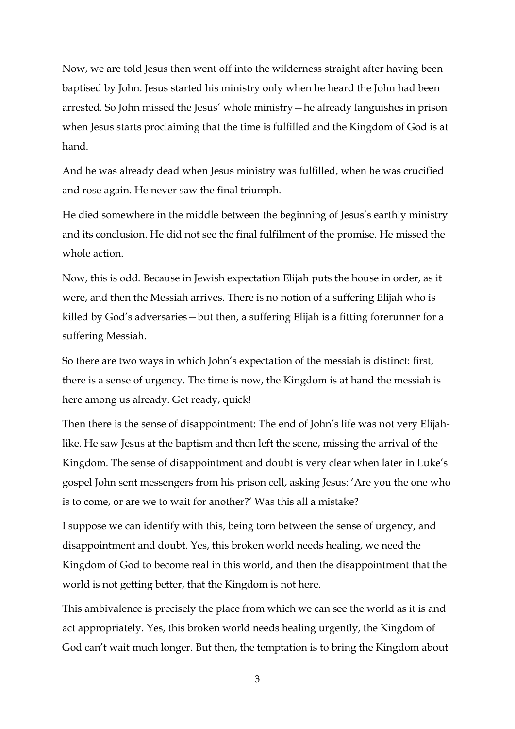Now, we are told Jesus then went off into the wilderness straight after having been baptised by John. Jesus started his ministry only when he heard the John had been arrested. So John missed the Jesus' whole ministry—he already languishes in prison when Jesus starts proclaiming that the time is fulfilled and the Kingdom of God is at hand.

And he was already dead when Jesus ministry was fulfilled, when he was crucified and rose again. He never saw the final triumph.

He died somewhere in the middle between the beginning of Jesus's earthly ministry and its conclusion. He did not see the final fulfilment of the promise. He missed the whole action.

Now, this is odd. Because in Jewish expectation Elijah puts the house in order, as it were, and then the Messiah arrives. There is no notion of a suffering Elijah who is killed by God's adversaries—but then, a suffering Elijah is a fitting forerunner for a suffering Messiah.

So there are two ways in which John's expectation of the messiah is distinct: first, there is a sense of urgency. The time is now, the Kingdom is at hand the messiah is here among us already. Get ready, quick!

Then there is the sense of disappointment: The end of John's life was not very Elijah-like. He saw Jesus at the baptism and then left the scene, missing the arrival of the Kingdom. The sense of disappointment and doubt is very clear when later in Luke's gospel John sent messengers from his prison cell, asking Jesus: 'Are you the one who is to come, or are we to wait for another?' Was this all a mistake?

I suppose we can identify with this, being torn between the sense of urgency, and disappointment and doubt. Yes, this broken world needs healing, we need the Kingdom of God to become real in this world, and then the disappointment that the world is not getting better, that the Kingdom is not here.

This ambivalence is precisely the place from which we can see the world as it is and act appropriately. Yes, this broken world needs healing urgently, the Kingdom of God can't wait much longer. But then, the temptation is to bring the Kingdom about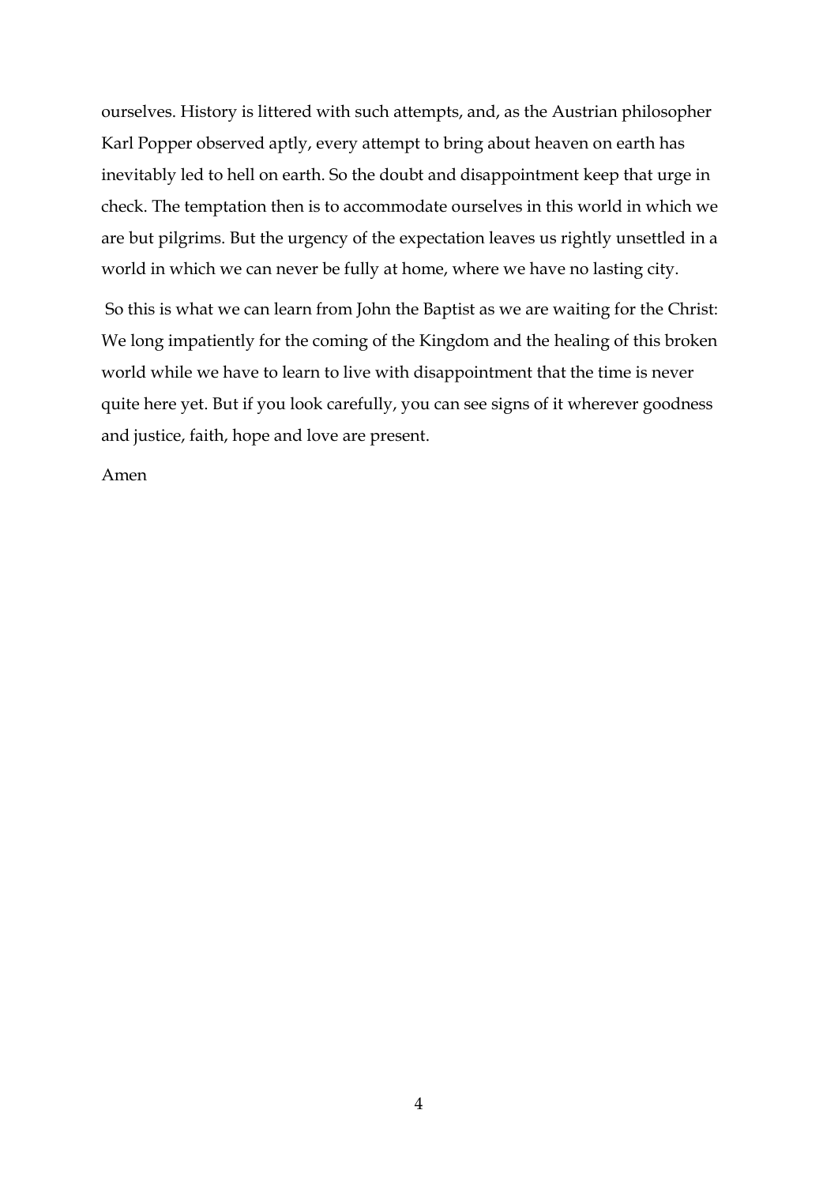ourselves. History is littered with such attempts, and, as the Austrian philosopher Karl Popper observed aptly, every attempt to bring about heaven on earth has inevitably led to hell on earth. So the doubt and disappointment keep that urge in check. The temptation then is to accommodate ourselves in this world in which we are but pilgrims. But the urgency of the expectation leaves us rightly unsettled in a world in which we can never be fully at home, where we have no lasting city.

So this is what we can learn from John the Baptist as we are waiting for the Christ: We long impatiently for the coming of the Kingdom and the healing of this broken world while we have to learn to live with disappointment that the time is never quite here yet. But if you look carefully, you can see signs of it wherever goodness and justice, faith, hope and love are present.

Amen